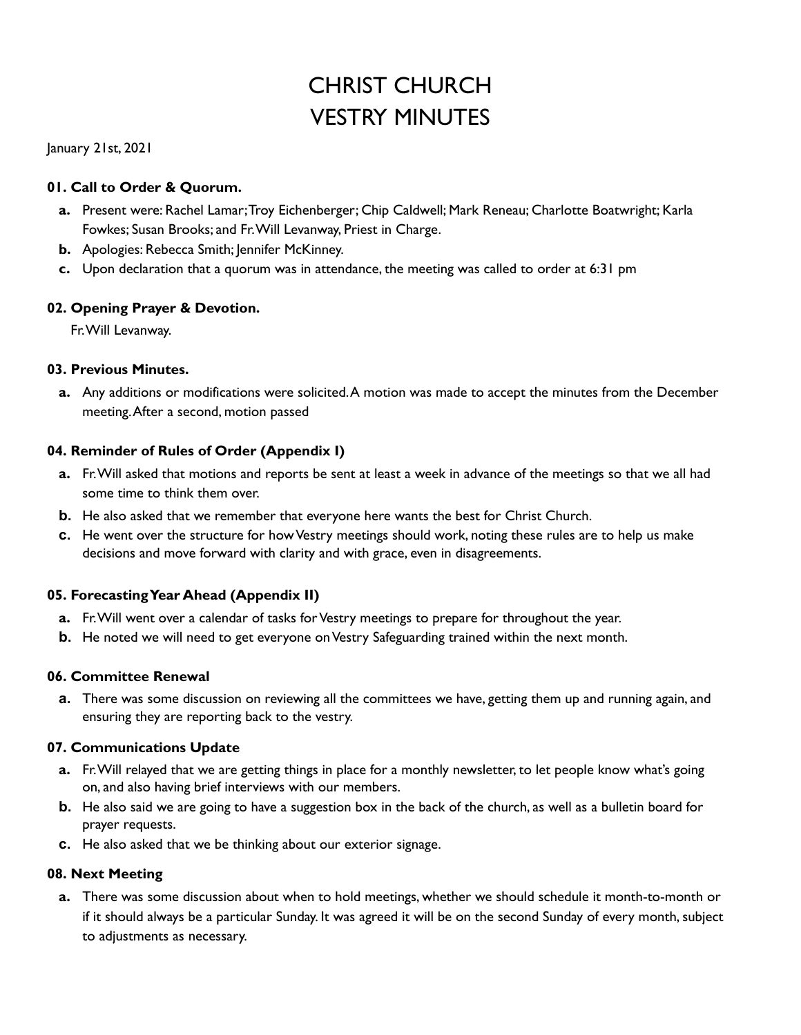# CHRIST CHURCH
# VESTRY MINUTES

January 21st, 2021

**01. Call to Order & Quorum.**

- **a.** Present were: Rachel Lamar; Troy Eichenberger; Chip Caldwell; Mark Reneau; Charlotte Boatwright; Karla Fowkes; Susan Brooks; and Fr. Will Levanway, Priest in Charge.
- **b.** Apologies: Rebecca Smith; Jennifer McKinney.
- **c.** Upon declaration that a quorum was in attendance, the meeting was called to order at 6:31 pm

**02. Opening Prayer & Devotion.**

Fr. Will Levanway.

**03. Previous Minutes.**

- **a.** Any additions or modifications were solicited. A motion was made to accept the minutes from the December meeting. After a second, motion passed

**04. Reminder of Rules of Order (Appendix I)**

- **a.** Fr. Will asked that motions and reports be sent at least a week in advance of the meetings so that we all had some time to think them over.
- **b.** He also asked that we remember that everyone here wants the best for Christ Church.
- **c.** He went over the structure for how Vestry meetings should work, noting these rules are to help us make decisions and move forward with clarity and with grace, even in disagreements.

**05. Forecasting Year Ahead (Appendix II)**

- **a.** Fr. Will went over a calendar of tasks for Vestry meetings to prepare for throughout the year.
- **b.** He noted we will need to get everyone on Vestry Safeguarding trained within the next month.

**06. Committee Renewal**

- **a.** There was some discussion on reviewing all the committees we have, getting them up and running again, and ensuring they are reporting back to the vestry.

**07. Communications Update**

- **a.** Fr. Will relayed that we are getting things in place for a monthly newsletter, to let people know what's going on, and also having brief interviews with our members.
- **b.** He also said we are going to have a suggestion box in the back of the church, as well as a bulletin board for prayer requests.
- **c.** He also asked that we be thinking about our exterior signage.

**08. Next Meeting**

- **a.** There was some discussion about when to hold meetings, whether we should schedule it month-to-month or if it should always be a particular Sunday. It was agreed it will be on the second Sunday of every month, subject to adjustments as necessary.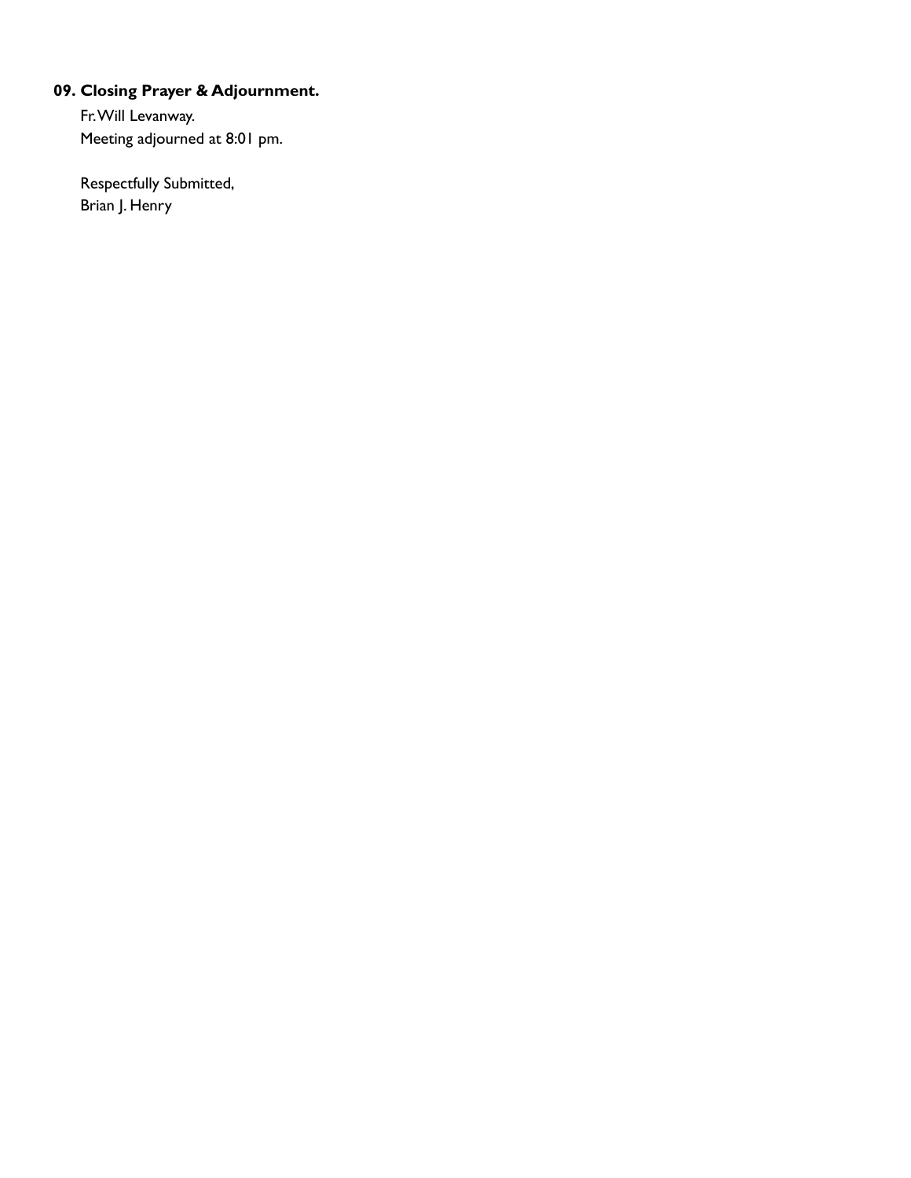**09. Closing Prayer & Adjournment.**

Fr. Will Levanway.
Meeting adjourned at 8:01 pm.

Respectfully Submitted,
Brian J. Henry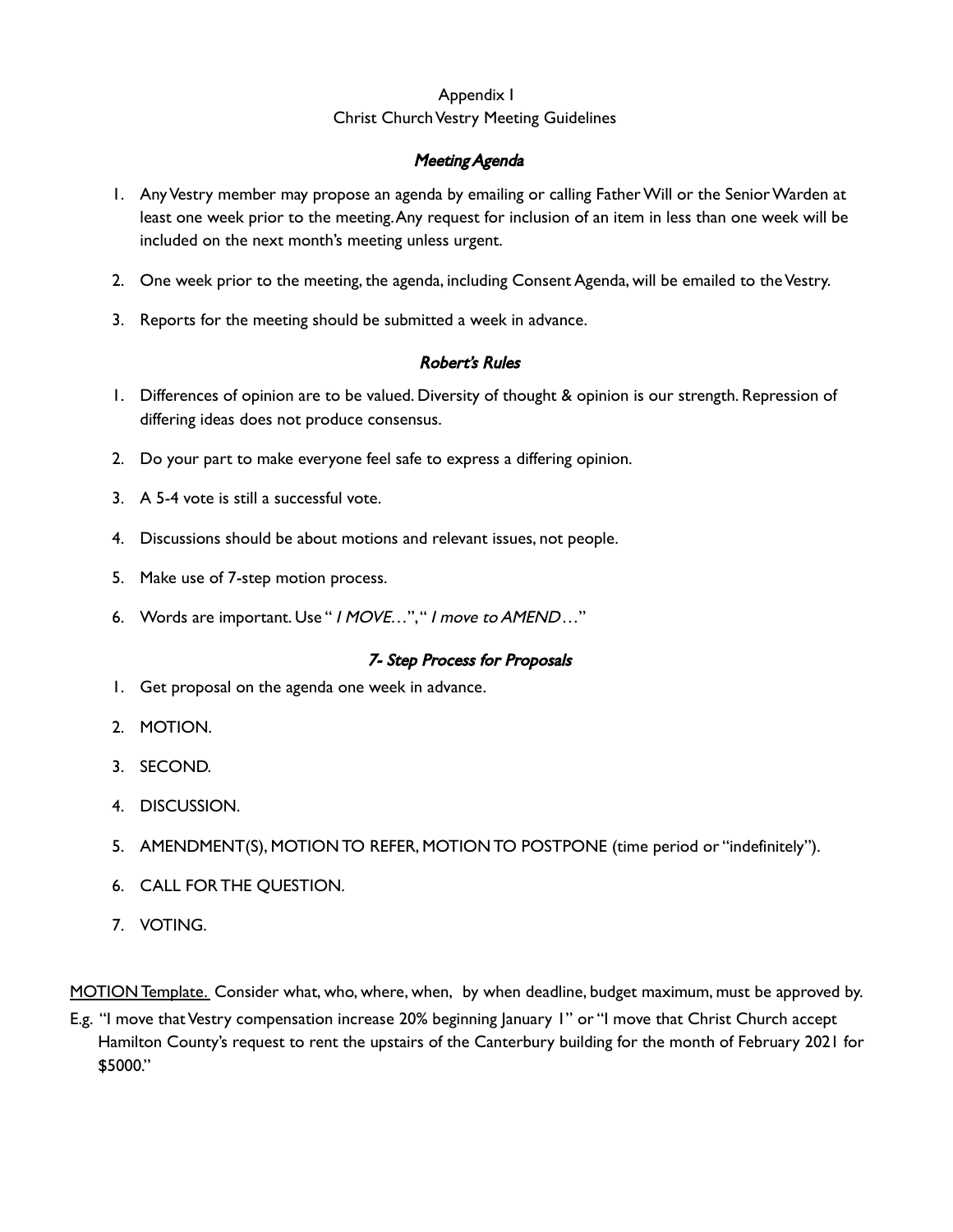Appendix I

Christ Church Vestry Meeting Guidelines

### *Meeting Agenda*

1. Any Vestry member may propose an agenda by emailing or calling Father Will or the Senior Warden at least one week prior to the meeting. Any request for inclusion of an item in less than one week will be included on the next month's meeting unless urgent.
2. One week prior to the meeting, the agenda, including Consent Agenda, will be emailed to the Vestry.
3. Reports for the meeting should be submitted a week in advance.

### *Robert's Rules*

1. Differences of opinion are to be valued. Diversity of thought & opinion is our strength. Repression of differing ideas does not produce consensus.
2. Do your part to make everyone feel safe to express a differing opinion.
3. A 5-4 vote is still a successful vote.
4. Discussions should be about motions and relevant issues, not people.
5. Make use of 7-step motion process.
6. Words are important. Use "*I MOVE*…", "*I move to AMEND*…"

### *7- Step Process for Proposals*

1. Get proposal on the agenda one week in advance.
2. MOTION.
3. SECOND.
4. DISCUSSION.
5. AMENDMENT(S), MOTION TO REFER, MOTION TO POSTPONE (time period or "indefinitely").
6. CALL FOR THE QUESTION.
7. VOTING.

<u>MOTION Template.</u> Consider what, who, where, when, by when deadline, budget maximum, must be approved by.

E.g. "I move that Vestry compensation increase 20% beginning January 1" or "I move that Christ Church accept Hamilton County's request to rent the upstairs of the Canterbury building for the month of February 2021 for $5000."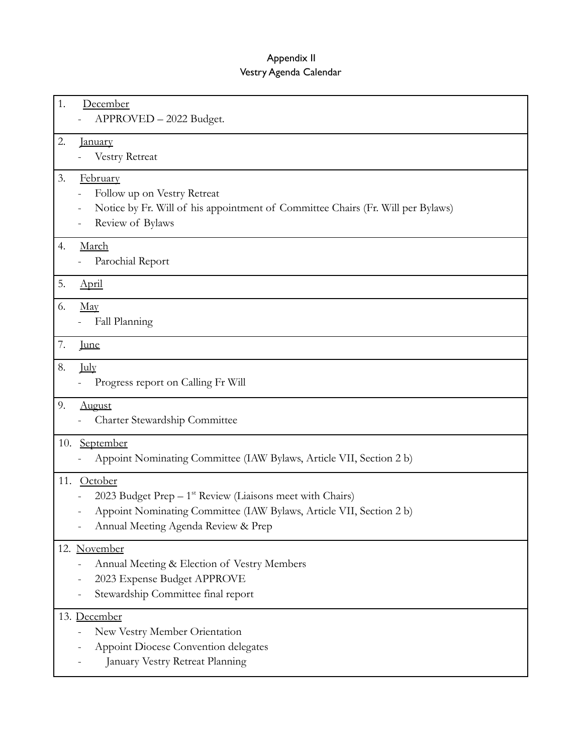# Appendix II

## Vestry Agenda Calendar

1. <u>December</u>
   - APPROVED – 2022 Budget.

2. <u>January</u>
   - Vestry Retreat

3. <u>February</u>
   - Follow up on Vestry Retreat
   - Notice by Fr. Will of his appointment of Committee Chairs (Fr. Will per Bylaws)
   - Review of Bylaws

4. <u>March</u>
   - Parochial Report

5. <u>April</u>

6. <u>May</u>
   - Fall Planning

7. <u>June</u>

8. <u>July</u>
   - Progress report on Calling Fr Will

9. <u>August</u>
   - Charter Stewardship Committee

10. <u>September</u>
    - Appoint Nominating Committee (IAW Bylaws, Article VII, Section 2 b)

11. <u>October</u>
    - 2023 Budget Prep – 1st Review (Liaisons meet with Chairs)
    - Appoint Nominating Committee (IAW Bylaws, Article VII, Section 2 b)
    - Annual Meeting Agenda Review & Prep

12. <u>November</u>
    - Annual Meeting & Election of Vestry Members
    - 2023 Expense Budget APPROVE
    - Stewardship Committee final report

13. <u>December</u>
    - New Vestry Member Orientation
    - Appoint Diocese Convention delegates
    - January Vestry Retreat Planning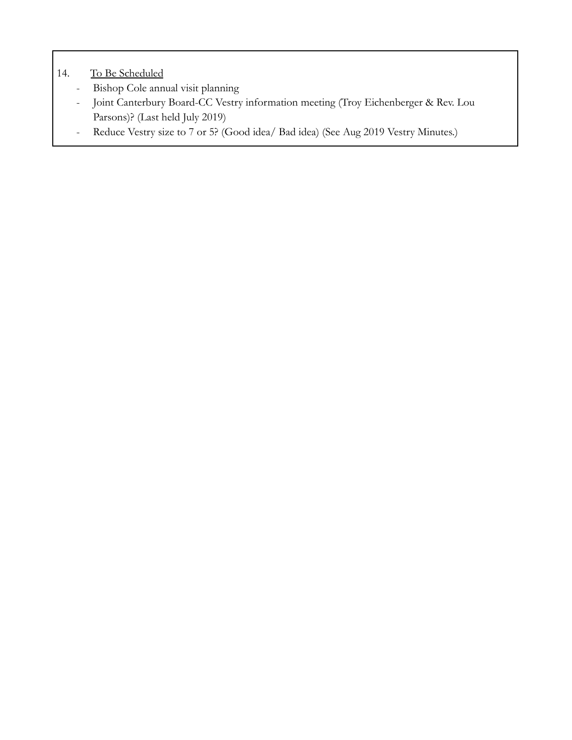14. <u>To Be Scheduled</u>

- Bishop Cole annual visit planning
- Joint Canterbury Board-CC Vestry information meeting (Troy Eichenberger & Rev. Lou Parsons)? (Last held July 2019)
- Reduce Vestry size to 7 or 5? (Good idea/ Bad idea) (See Aug 2019 Vestry Minutes.)